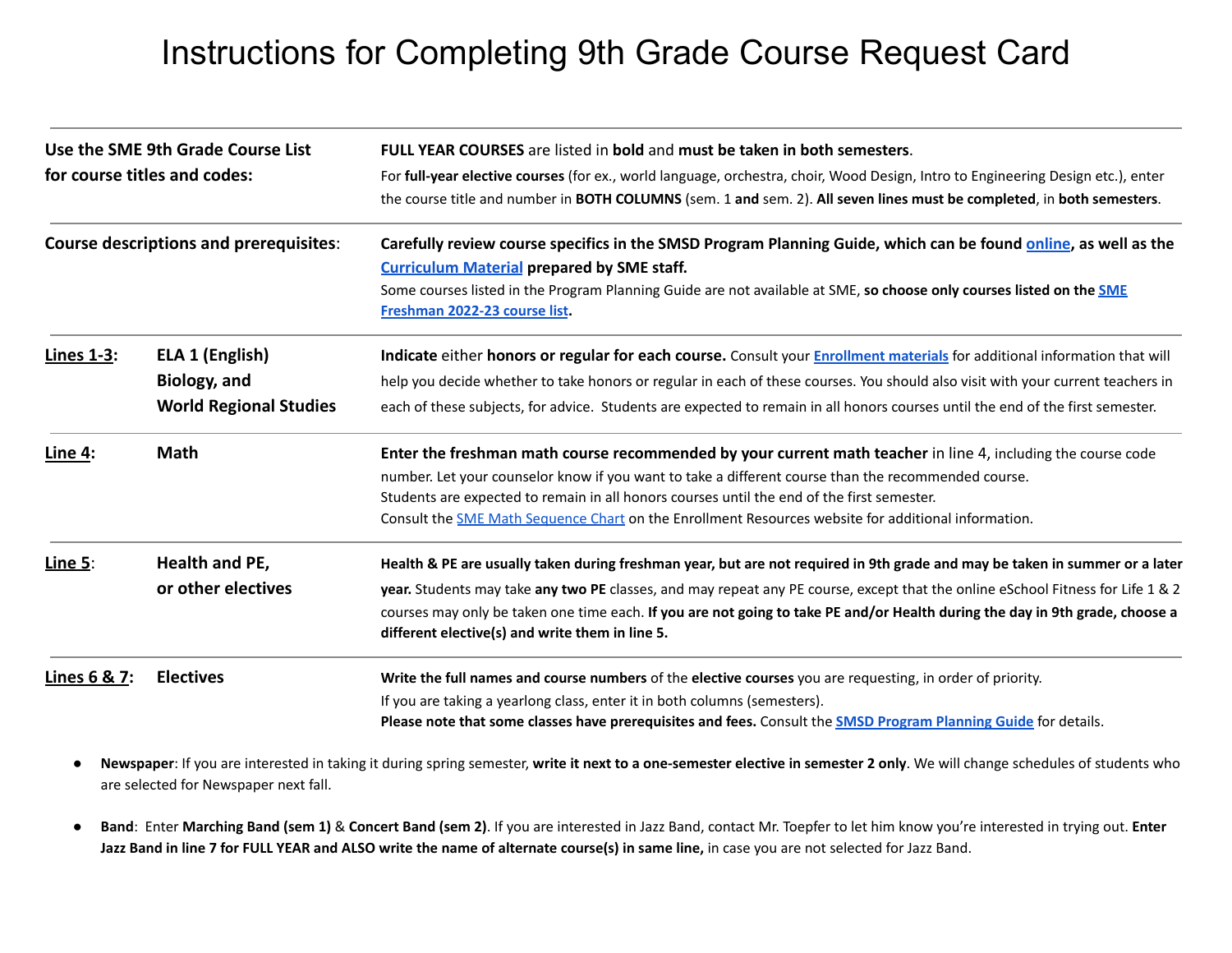# Instructions for Completing 9th Grade Course Request Card

| | |
|---|---|
| **Use the SME 9th Grade Course List for course titles and codes:** | **FULL YEAR COURSES** are listed in **bold** and **must be taken in both semesters**. For **full-year elective courses** (for ex., world language, orchestra, choir, Wood Design, Intro to Engineering Design etc.), enter the course title and number in **BOTH COLUMNS** (sem. 1 **and** sem. 2). **All seven lines must be completed**, in **both semesters**. |
| **Course descriptions and prerequisites**: | **Carefully review course specifics in the SMSD Program Planning Guide, which can be found online, as well as the Curriculum Material prepared by SME staff.** Some courses listed in the Program Planning Guide are not available at SME, **so choose only courses listed on the SME Freshman 2022-23 course list.** |
| **Lines 1-3: ELA 1 (English) Biology, and World Regional Studies** | **Indicate** either **honors or regular for each course.** Consult your **Enrollment materials** for additional information that will help you decide whether to take honors or regular in each of these courses. You should also visit with your current teachers in each of these subjects, for advice. Students are expected to remain in all honors courses until the end of the first semester. |
| **Line 4: Math** | **Enter the freshman math course recommended by your current math teacher** in line 4, including the course code number. Let your counselor know if you want to take a different course than the recommended course. Students are expected to remain in all honors courses until the end of the first semester. Consult the SME Math Sequence Chart on the Enrollment Resources website for additional information. |
| **Line 5: Health and PE, or other electives** | **Health & PE are usually taken during freshman year, but are not required in 9th grade and may be taken in summer or a later year.** Students may take **any two PE** classes, and may repeat any PE course, except that the online eSchool Fitness for Life 1 & 2 courses may only be taken one time each. **If you are not going to take PE and/or Health during the day in 9th grade, choose a different elective(s) and write them in line 5.** |
| **Lines 6 & 7: Electives** | **Write the full names and course numbers** of the **elective courses** you are requesting, in order of priority. If you are taking a yearlong class, enter it in both columns (semesters). **Please note that some classes have prerequisites and fees.** Consult the **SMSD Program Planning Guide** for details. |

- **Newspaper**: If you are interested in taking it during spring semester, **write it next to a one-semester elective in semester 2 only**. We will change schedules of students who are selected for Newspaper next fall.

- **Band**: Enter **Marching Band (sem 1)** & **Concert Band (sem 2)**. If you are interested in Jazz Band, contact Mr. Toepfer to let him know you're interested in trying out. **Enter Jazz Band in line 7 for FULL YEAR and ALSO write the name of alternate course(s) in same line,** in case you are not selected for Jazz Band.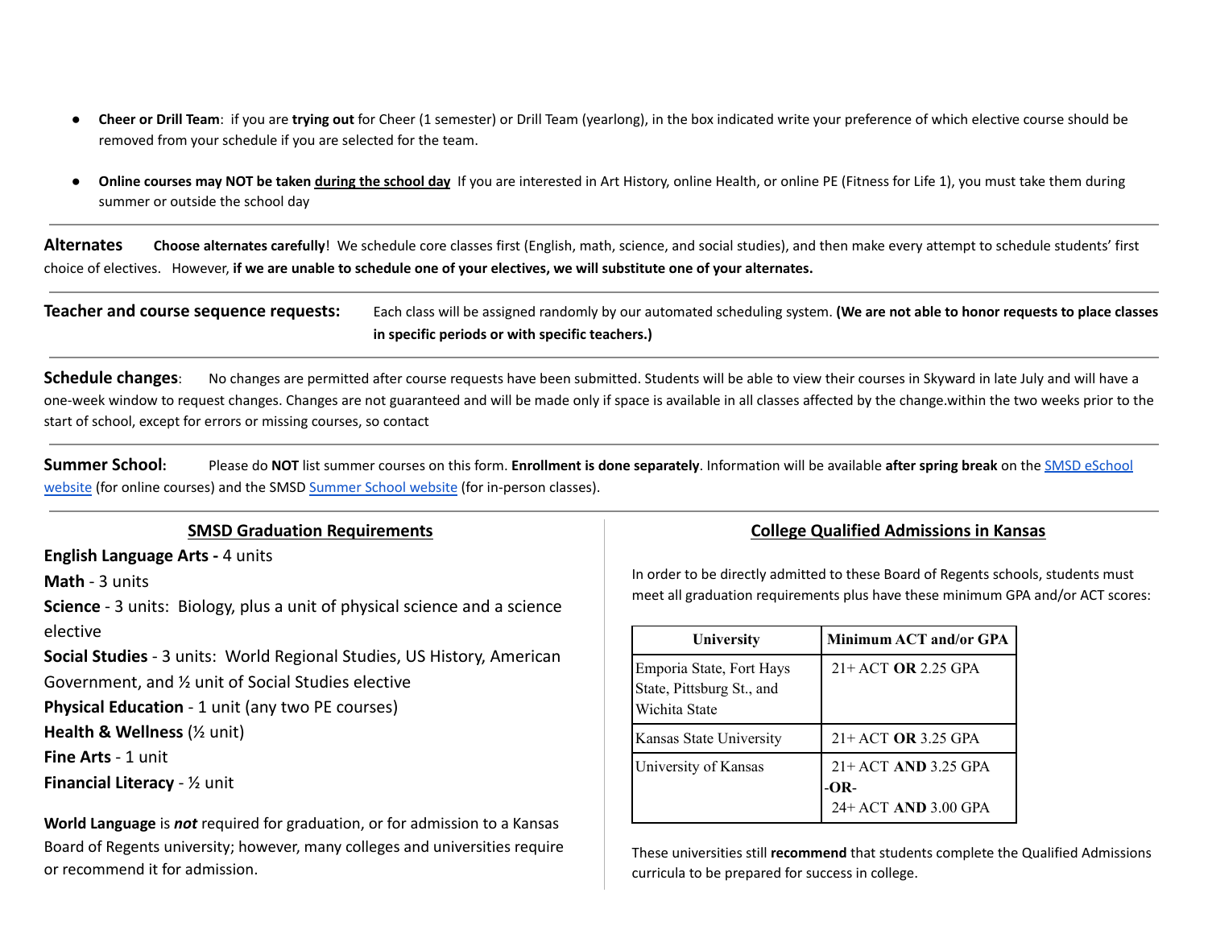- **Cheer or Drill Team**: if you are **trying out** for Cheer (1 semester) or Drill Team (yearlong), in the box indicated write your preference of which elective course should be removed from your schedule if you are selected for the team.

- **Online courses may NOT be taken <u>during the school day</u>** If you are interested in Art History, online Health, or online PE (Fitness for Life 1), you must take them during summer or outside the school day

---

**Alternates** **Choose alternates carefully**! We schedule core classes first (English, math, science, and social studies), and then make every attempt to schedule students' first choice of electives. However, **if we are unable to schedule one of your electives, we will substitute one of your alternates.**

---

**Teacher and course sequence requests:** Each class will be assigned randomly by our automated scheduling system. **(We are not able to honor requests to place classes in specific periods or with specific teachers.)**

---

**Schedule changes**: No changes are permitted after course requests have been submitted. Students will be able to view their courses in Skyward in late July and will have a one-week window to request changes. Changes are not guaranteed and will be made only if space is available in all classes affected by the change.within the two weeks prior to the start of school, except for errors or missing courses, so contact

---

**Summer School**: Please do **NOT** list summer courses on this form. **Enrollment is done separately**. Information will be available **after spring break** on the SMSD eSchool website (for online courses) and the SMSD Summer School website (for in-person classes).

---

## SMSD Graduation Requirements

**English Language Arts -** 4 units
**Math** - 3 units
**Science** - 3 units: Biology, plus a unit of physical science and a science elective
**Social Studies** - 3 units: World Regional Studies, US History, American Government, and ½ unit of Social Studies elective
**Physical Education** - 1 unit (any two PE courses)
**Health & Wellness** (½ unit)
**Fine Arts** - 1 unit
**Financial Literacy** - ½ unit

**World Language** is ***not*** required for graduation, or for admission to a Kansas Board of Regents university; however, many colleges and universities require or recommend it for admission.

## College Qualified Admissions in Kansas

In order to be directly admitted to these Board of Regents schools, students must meet all graduation requirements plus have these minimum GPA and/or ACT scores:

| University | Minimum ACT and/or GPA |
|---|---|
| Emporia State, Fort Hays State, Pittsburg St., and Wichita State | 21+ ACT **OR** 2.25 GPA |
| Kansas State University | 21+ ACT **OR** 3.25 GPA |
| University of Kansas | 21+ ACT **AND** 3.25 GPA **-OR-** 24+ ACT **AND** 3.00 GPA |

These universities still **recommend** that students complete the Qualified Admissions curricula to be prepared for success in college.